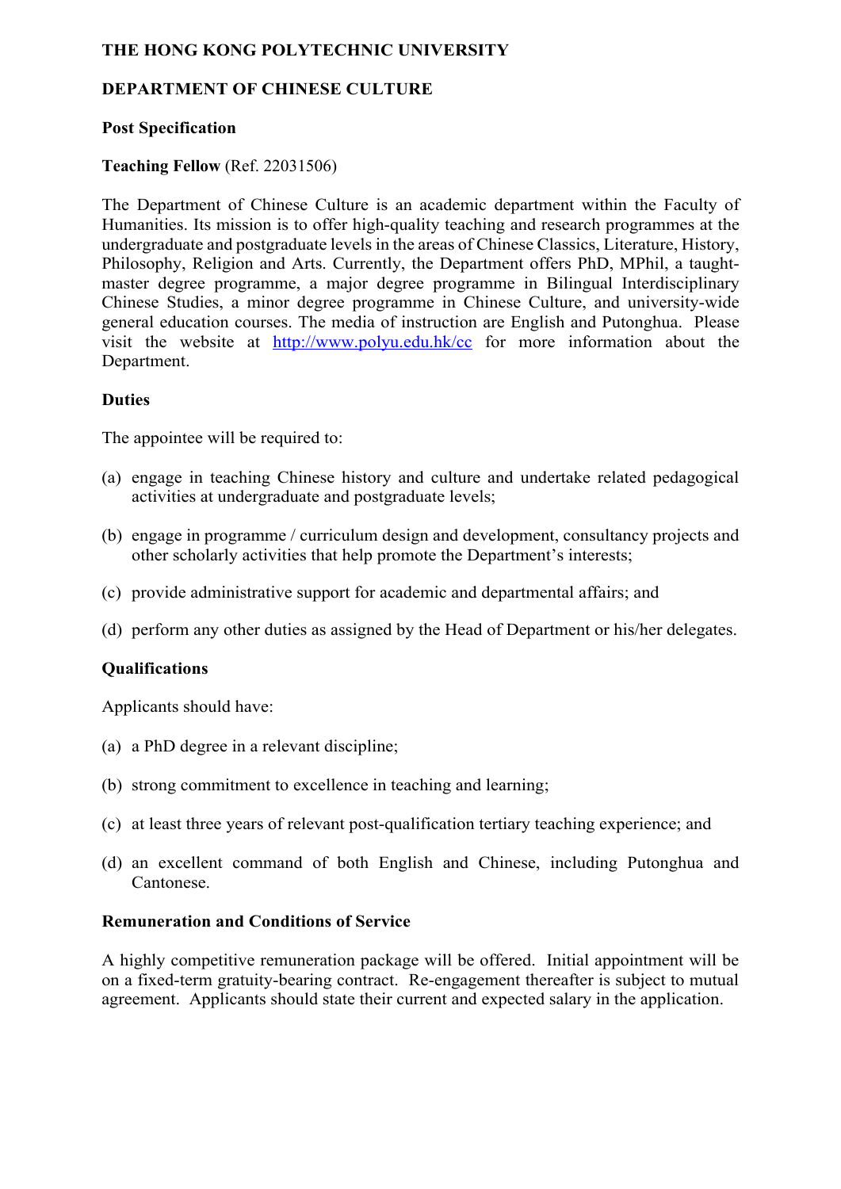**THE HONG KONG POLYTECHNIC UNIVERSITY**

**DEPARTMENT OF CHINESE CULTURE**

**Post Specification**

**Teaching Fellow** (Ref. 22031506)

The Department of Chinese Culture is an academic department within the Faculty of Humanities. Its mission is to offer high-quality teaching and research programmes at the undergraduate and postgraduate levels in the areas of Chinese Classics, Literature, History, Philosophy, Religion and Arts. Currently, the Department offers PhD, MPhil, a taught-master degree programme, a major degree programme in Bilingual Interdisciplinary Chinese Studies, a minor degree programme in Chinese Culture, and university-wide general education courses. The media of instruction are English and Putonghua. Please visit the website at [http://www.polyu.edu.hk/cc](http://www.polyu.edu.hk/cc) for more information about the Department.

**Duties**

The appointee will be required to:

(a) engage in teaching Chinese history and culture and undertake related pedagogical activities at undergraduate and postgraduate levels;

(b) engage in programme / curriculum design and development, consultancy projects and other scholarly activities that help promote the Department's interests;

(c) provide administrative support for academic and departmental affairs; and

(d) perform any other duties as assigned by the Head of Department or his/her delegates.

**Qualifications**

Applicants should have:

(a) a PhD degree in a relevant discipline;

(b) strong commitment to excellence in teaching and learning;

(c) at least three years of relevant post-qualification tertiary teaching experience; and

(d) an excellent command of both English and Chinese, including Putonghua and Cantonese.

**Remuneration and Conditions of Service**

A highly competitive remuneration package will be offered. Initial appointment will be on a fixed-term gratuity-bearing contract. Re-engagement thereafter is subject to mutual agreement. Applicants should state their current and expected salary in the application.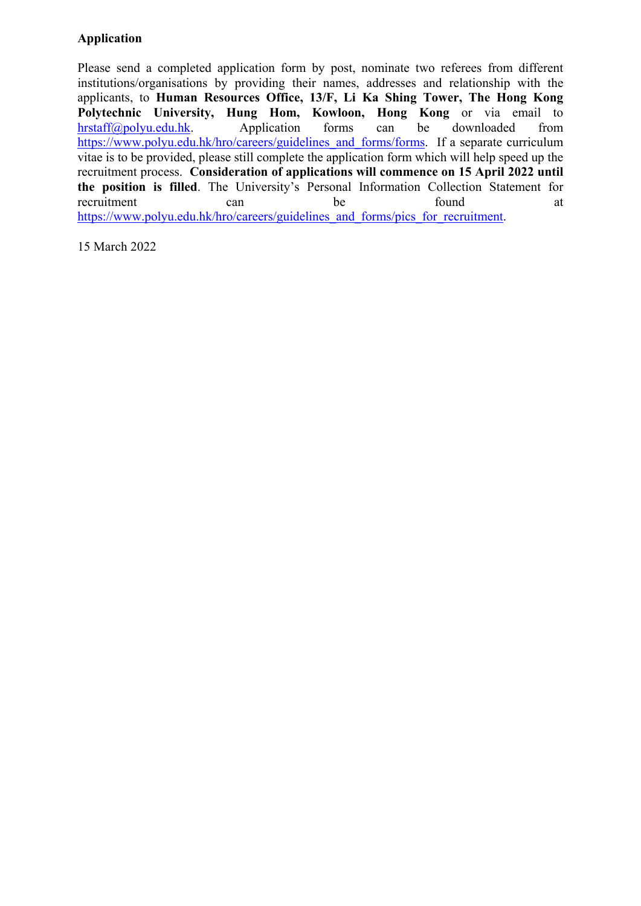**Application**

Please send a completed application form by post, nominate two referees from different institutions/organisations by providing their names, addresses and relationship with the applicants, to **Human Resources Office, 13/F, Li Ka Shing Tower, The Hong Kong Polytechnic University, Hung Hom, Kowloon, Hong Kong** or via email to hrstaff@polyu.edu.hk. Application forms can be downloaded from https://www.polyu.edu.hk/hro/careers/guidelines_and_forms/forms. If a separate curriculum vitae is to be provided, please still complete the application form which will help speed up the recruitment process. **Consideration of applications will commence on 15 April 2022 until the position is filled**. The University's Personal Information Collection Statement for recruitment can be found at https://www.polyu.edu.hk/hro/careers/guidelines_and_forms/pics_for_recruitment.

15 March 2022